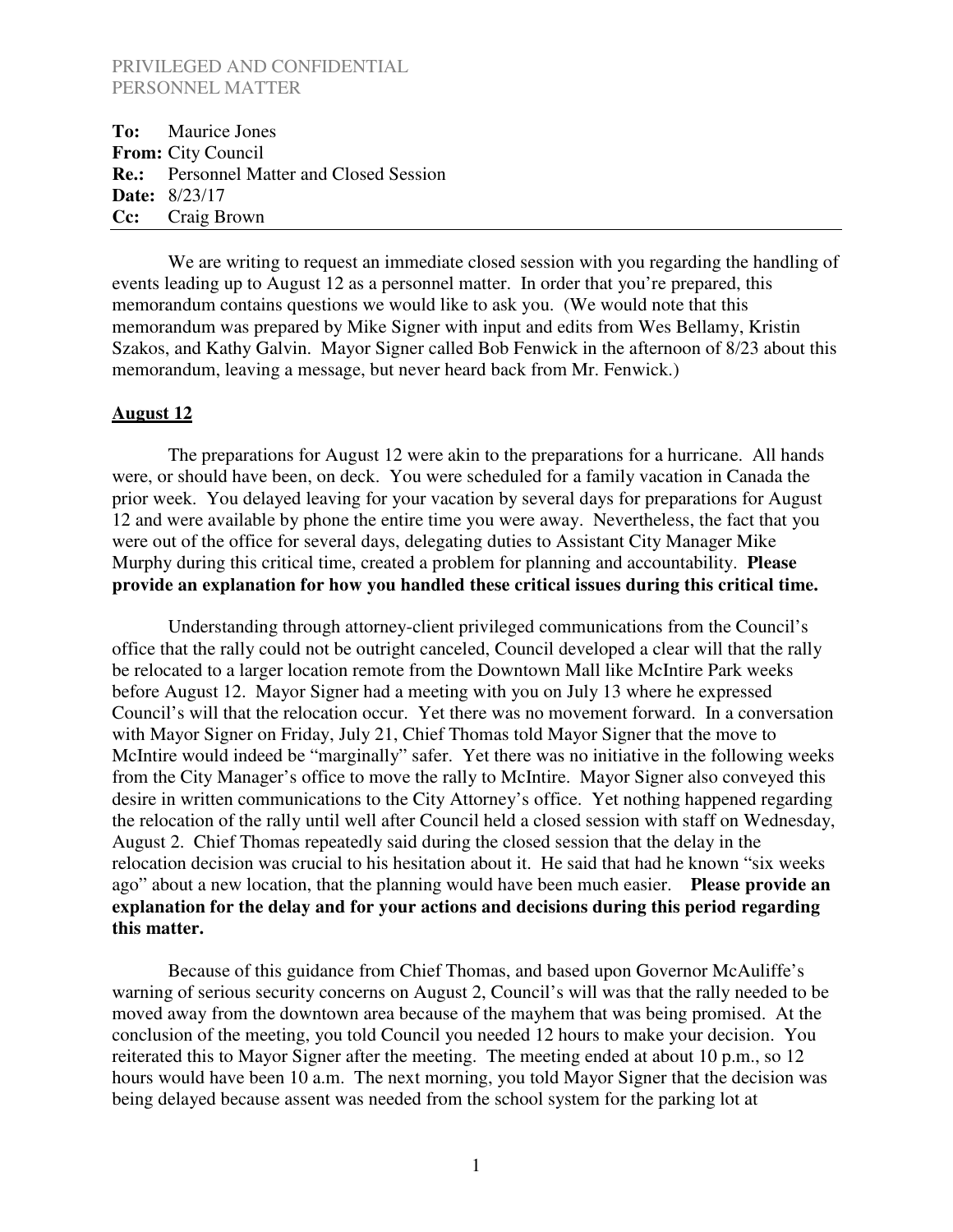PRIVILEGED AND CONFIDENTIAL
PERSONNEL MATTER

**To:** Maurice Jones
**From:** City Council
**Re.:** Personnel Matter and Closed Session
**Date:** 8/23/17
**Cc:** Craig Brown

---

We are writing to request an immediate closed session with you regarding the handling of events leading up to August 12 as a personnel matter. In order that you're prepared, this memorandum contains questions we would like to ask you. (We would note that this memorandum was prepared by Mike Signer with input and edits from Wes Bellamy, Kristin Szakos, and Kathy Galvin. Mayor Signer called Bob Fenwick in the afternoon of 8/23 about this memorandum, leaving a message, but never heard back from Mr. Fenwick.)

**<u>August 12</u>**

The preparations for August 12 were akin to the preparations for a hurricane. All hands were, or should have been, on deck. You were scheduled for a family vacation in Canada the prior week. You delayed leaving for your vacation by several days for preparations for August 12 and were available by phone the entire time you were away. Nevertheless, the fact that you were out of the office for several days, delegating duties to Assistant City Manager Mike Murphy during this critical time, created a problem for planning and accountability. **Please provide an explanation for how you handled these critical issues during this critical time.**

Understanding through attorney-client privileged communications from the Council's office that the rally could not be outright canceled, Council developed a clear will that the rally be relocated to a larger location remote from the Downtown Mall like McIntire Park weeks before August 12. Mayor Signer had a meeting with you on July 13 where he expressed Council's will that the relocation occur. Yet there was no movement forward. In a conversation with Mayor Signer on Friday, July 21, Chief Thomas told Mayor Signer that the move to McIntire would indeed be "marginally" safer. Yet there was no initiative in the following weeks from the City Manager's office to move the rally to McIntire. Mayor Signer also conveyed this desire in written communications to the City Attorney's office. Yet nothing happened regarding the relocation of the rally until well after Council held a closed session with staff on Wednesday, August 2. Chief Thomas repeatedly said during the closed session that the delay in the relocation decision was crucial to his hesitation about it. He said that had he known "six weeks ago" about a new location, that the planning would have been much easier. **Please provide an explanation for the delay and for your actions and decisions during this period regarding this matter.**

Because of this guidance from Chief Thomas, and based upon Governor McAuliffe's warning of serious security concerns on August 2, Council's will was that the rally needed to be moved away from the downtown area because of the mayhem that was being promised. At the conclusion of the meeting, you told Council you needed 12 hours to make your decision. You reiterated this to Mayor Signer after the meeting. The meeting ended at about 10 p.m., so 12 hours would have been 10 a.m. The next morning, you told Mayor Signer that the decision was being delayed because assent was needed from the school system for the parking lot at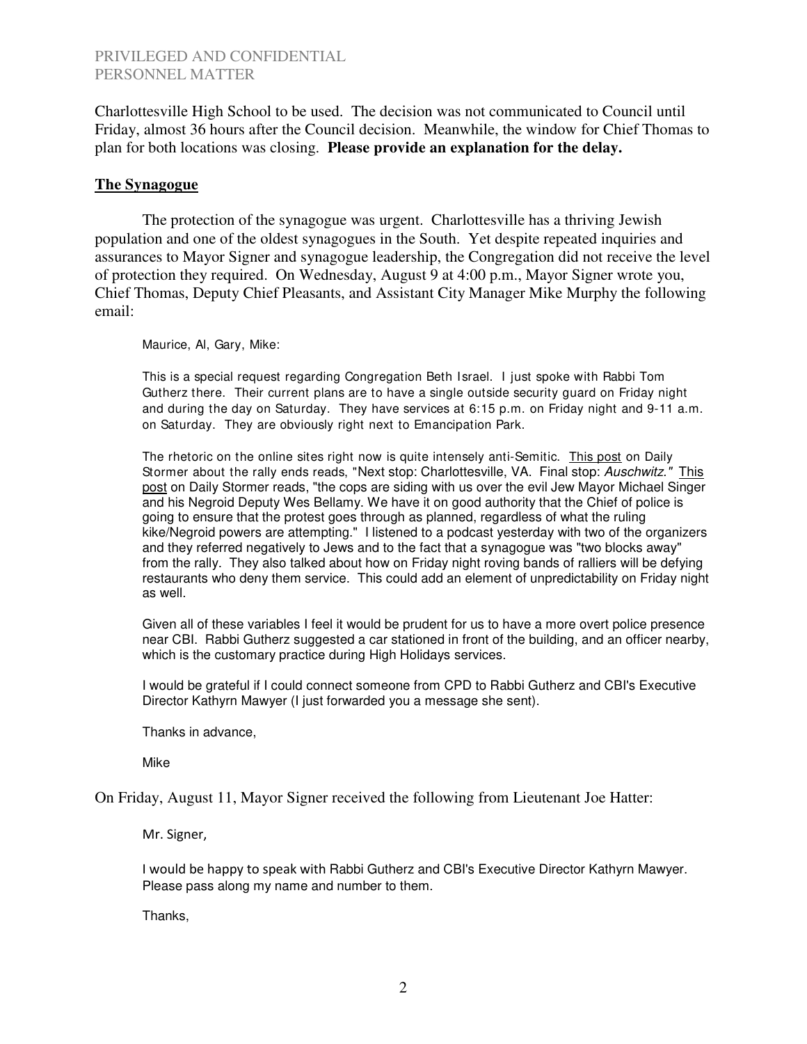Charlottesville High School to be used. The decision was not communicated to Council until Friday, almost 36 hours after the Council decision. Meanwhile, the window for Chief Thomas to plan for both locations was closing. **Please provide an explanation for the delay.**

## The Synagogue

The protection of the synagogue was urgent. Charlottesville has a thriving Jewish population and one of the oldest synagogues in the South. Yet despite repeated inquiries and assurances to Mayor Signer and synagogue leadership, the Congregation did not receive the level of protection they required. On Wednesday, August 9 at 4:00 p.m., Mayor Signer wrote you, Chief Thomas, Deputy Chief Pleasants, and Assistant City Manager Mike Murphy the following email:

> Maurice, Al, Gary, Mike:
>
> This is a special request regarding Congregation Beth Israel. I just spoke with Rabbi Tom Gutherz there. Their current plans are to have a single outside security guard on Friday night and during the day on Saturday. They have services at 6:15 p.m. on Friday night and 9-11 a.m. on Saturday. They are obviously right next to Emancipation Park.
>
> The rhetoric on the online sites right now is quite intensely anti-Semitic. This post on Daily Stormer about the rally ends reads, "Next stop: Charlottesville, VA. Final stop: *Auschwitz."* This post on Daily Stormer reads, "the cops are siding with us over the evil Jew Mayor Michael Singer and his Negroid Deputy Wes Bellamy. We have it on good authority that the Chief of police is going to ensure that the protest goes through as planned, regardless of what the ruling kike/Negroid powers are attempting." I listened to a podcast yesterday with two of the organizers and they referred negatively to Jews and to the fact that a synagogue was "two blocks away" from the rally. They also talked about how on Friday night roving bands of ralliers will be defying restaurants who deny them service. This could add an element of unpredictability on Friday night as well.
>
> Given all of these variables I feel it would be prudent for us to have a more overt police presence near CBI. Rabbi Gutherz suggested a car stationed in front of the building, and an officer nearby, which is the customary practice during High Holidays services.
>
> I would be grateful if I could connect someone from CPD to Rabbi Gutherz and CBI's Executive Director Kathyrn Mawyer (I just forwarded you a message she sent).
>
> Thanks in advance,
>
> Mike

On Friday, August 11, Mayor Signer received the following from Lieutenant Joe Hatter:

> Mr. Signer,
>
> I would be happy to speak with Rabbi Gutherz and CBI's Executive Director Kathyrn Mawyer. Please pass along my name and number to them.
>
> Thanks,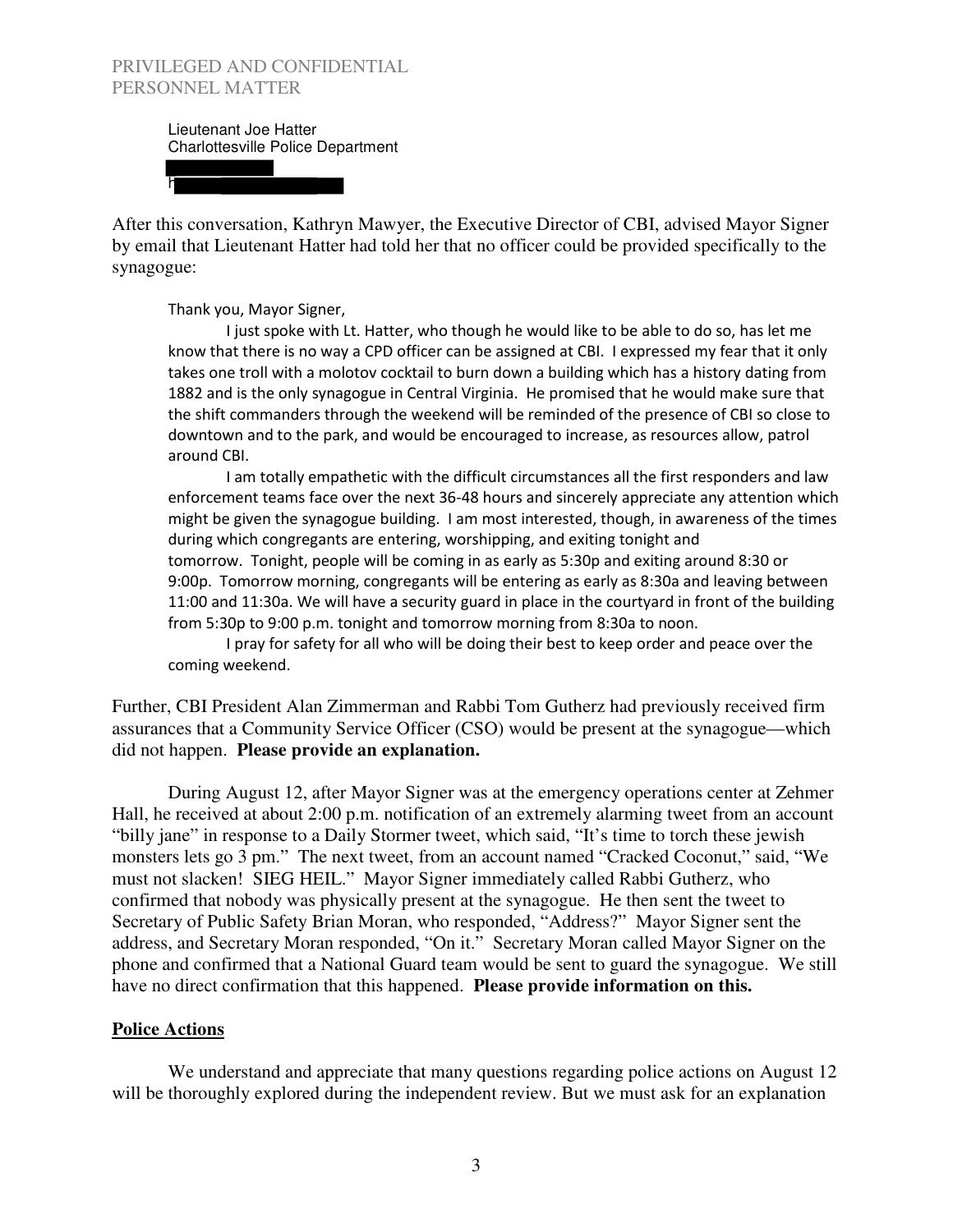PRIVILEGED AND CONFIDENTIAL
PERSONNEL MATTER

Lieutenant Joe Hatter
Charlottesville Police Department

After this conversation, Kathryn Mawyer, the Executive Director of CBI, advised Mayor Signer by email that Lieutenant Hatter had told her that no officer could be provided specifically to the synagogue:

> Thank you, Mayor Signer,
>
> I just spoke with Lt. Hatter, who though he would like to be able to do so, has let me know that there is no way a CPD officer can be assigned at CBI. I expressed my fear that it only takes one troll with a molotov cocktail to burn down a building which has a history dating from 1882 and is the only synagogue in Central Virginia. He promised that he would make sure that the shift commanders through the weekend will be reminded of the presence of CBI so close to downtown and to the park, and would be encouraged to increase, as resources allow, patrol around CBI.
>
> I am totally empathetic with the difficult circumstances all the first responders and law enforcement teams face over the next 36-48 hours and sincerely appreciate any attention which might be given the synagogue building. I am most interested, though, in awareness of the times during which congregants are entering, worshipping, and exiting tonight and tomorrow. Tonight, people will be coming in as early as 5:30p and exiting around 8:30 or 9:00p. Tomorrow morning, congregants will be entering as early as 8:30a and leaving between 11:00 and 11:30a. We will have a security guard in place in the courtyard in front of the building from 5:30p to 9:00 p.m. tonight and tomorrow morning from 8:30a to noon.
>
> I pray for safety for all who will be doing their best to keep order and peace over the coming weekend.

Further, CBI President Alan Zimmerman and Rabbi Tom Gutherz had previously received firm assurances that a Community Service Officer (CSO) would be present at the synagogue—which did not happen. **Please provide an explanation.**

During August 12, after Mayor Signer was at the emergency operations center at Zehmer Hall, he received at about 2:00 p.m. notification of an extremely alarming tweet from an account "billy jane" in response to a Daily Stormer tweet, which said, "It's time to torch these jewish monsters lets go 3 pm." The next tweet, from an account named "Cracked Coconut," said, "We must not slacken! SIEG HEIL." Mayor Signer immediately called Rabbi Gutherz, who confirmed that nobody was physically present at the synagogue. He then sent the tweet to Secretary of Public Safety Brian Moran, who responded, "Address?" Mayor Signer sent the address, and Secretary Moran responded, "On it." Secretary Moran called Mayor Signer on the phone and confirmed that a National Guard team would be sent to guard the synagogue. We still have no direct confirmation that this happened. **Please provide information on this.**

## Police Actions

We understand and appreciate that many questions regarding police actions on August 12 will be thoroughly explored during the independent review. But we must ask for an explanation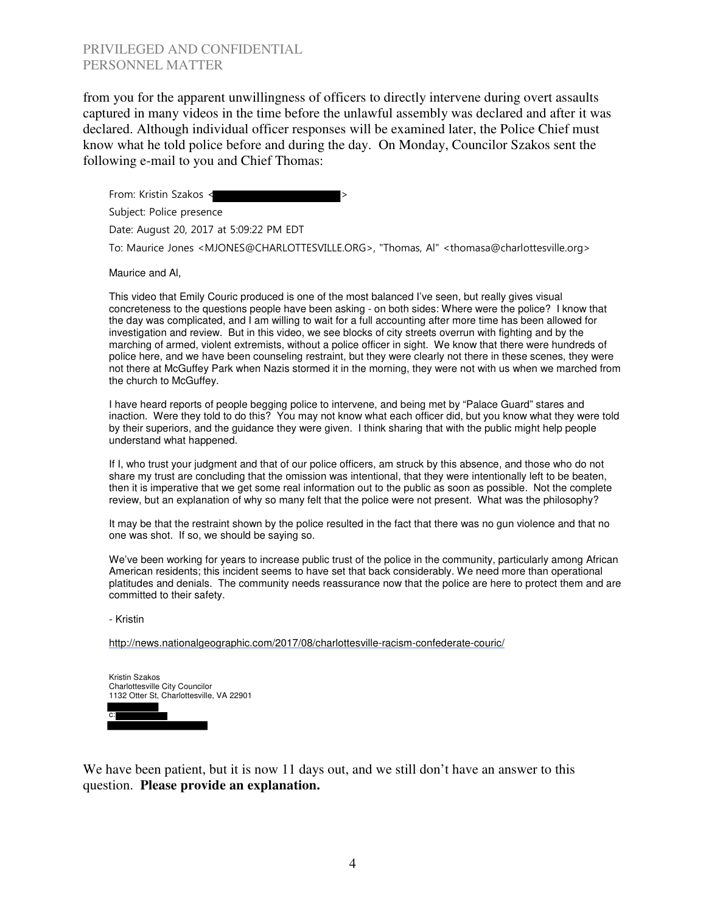PRIVILEGED AND CONFIDENTIAL
PERSONNEL MATTER

from you for the apparent unwillingness of officers to directly intervene during overt assaults captured in many videos in the time before the unlawful assembly was declared and after it was declared. Although individual officer responses will be examined later, the Police Chief must know what he told police before and during the day. On Monday, Councilor Szakos sent the following e-mail to you and Chief Thomas:

> From: Kristin Szakos <[REDACTED]>
>
> Subject: Police presence
>
> Date: August 20, 2017 at 5:09:22 PM EDT
>
> To: Maurice Jones <MJONES@CHARLOTTESVILLE.ORG>, "Thomas, Al" <thomasa@charlottesville.org>
>
> Maurice and Al,
>
> This video that Emily Couric produced is one of the most balanced I've seen, but really gives visual concreteness to the questions people have been asking - on both sides: Where were the police? I know that the day was complicated, and I am willing to wait for a full accounting after more time has been allowed for investigation and review. But in this video, we see blocks of city streets overrun with fighting and by the marching of armed, violent extremists, without a police officer in sight. We know that there were hundreds of police here, and we have been counseling restraint, but they were clearly not there in these scenes, they were not there at McGuffey Park when Nazis stormed it in the morning, they were not with us when we marched from the church to McGuffey.
>
> I have heard reports of people begging police to intervene, and being met by "Palace Guard" stares and inaction. Were they told to do this? You may not know what each officer did, but you know what they were told by their superiors, and the guidance they were given. I think sharing that with the public might help people understand what happened.
>
> If I, who trust your judgment and that of our police officers, am struck by this absence, and those who do not share my trust are concluding that the omission was intentional, that they were intentionally left to be beaten, then it is imperative that we get some real information out to the public as soon as possible. Not the complete review, but an explanation of why so many felt that the police were not present. What was the philosophy?
>
> It may be that the restraint shown by the police resulted in the fact that there was no gun violence and that no one was shot. If so, we should be saying so.
>
> We've been working for years to increase public trust of the police in the community, particularly among African American residents; this incident seems to have set that back considerably. We need more than operational platitudes and denials. The community needs reassurance now that the police are here to protect them and are committed to their safety.
>
> \- Kristin
>
> http://news.nationalgeographic.com/2017/08/charlottesville-racism-confederate-couric/
>
> Kristin Szakos
> Charlottesville City Councilor
> 1132 Otter St, Charlottesville, VA 22901
> [REDACTED]
> c: [REDACTED]
> [REDACTED]

We have been patient, but it is now 11 days out, and we still don't have an answer to this question. **Please provide an explanation.**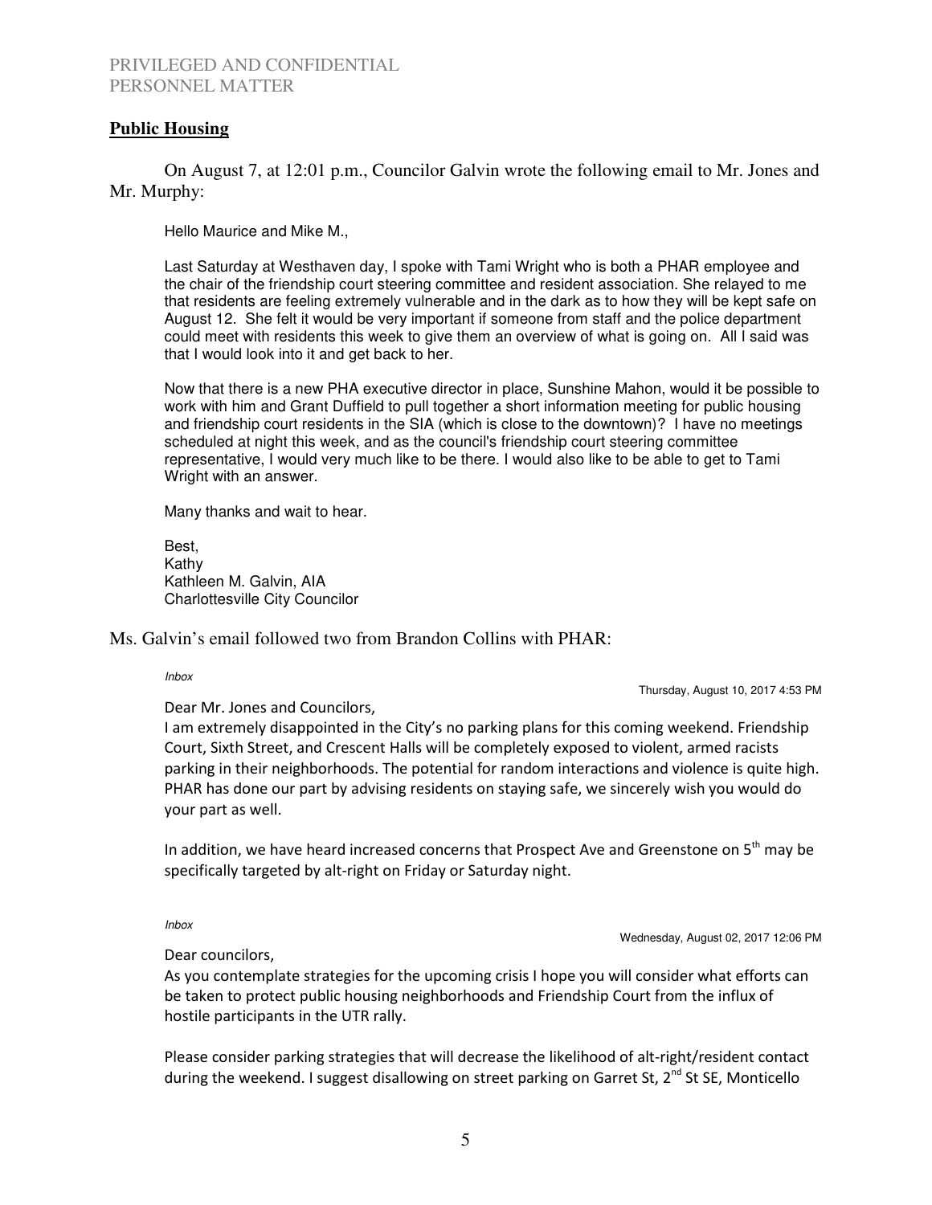PRIVILEGED AND CONFIDENTIAL
PERSONNEL MATTER

## **Public Housing**

On August 7, at 12:01 p.m., Councilor Galvin wrote the following email to Mr. Jones and Mr. Murphy:

> Hello Maurice and Mike M.,
>
> Last Saturday at Westhaven day, I spoke with Tami Wright who is both a PHAR employee and the chair of the friendship court steering committee and resident association. She relayed to me that residents are feeling extremely vulnerable and in the dark as to how they will be kept safe on August 12. She felt it would be very important if someone from staff and the police department could meet with residents this week to give them an overview of what is going on. All I said was that I would look into it and get back to her.
>
> Now that there is a new PHA executive director in place, Sunshine Mahon, would it be possible to work with him and Grant Duffield to pull together a short information meeting for public housing and friendship court residents in the SIA (which is close to the downtown)? I have no meetings scheduled at night this week, and as the council's friendship court steering committee representative, I would very much like to be there. I would also like to be able to get to Tami Wright with an answer.
>
> Many thanks and wait to hear.
>
> Best,
> Kathy
> Kathleen M. Galvin, AIA
> Charlottesville City Councilor

Ms. Galvin's email followed two from Brandon Collins with PHAR:

> *Inbox*
>
> Thursday, August 10, 2017 4:53 PM
>
> Dear Mr. Jones and Councilors,
> I am extremely disappointed in the City's no parking plans for this coming weekend. Friendship Court, Sixth Street, and Crescent Halls will be completely exposed to violent, armed racists parking in their neighborhoods. The potential for random interactions and violence is quite high. PHAR has done our part by advising residents on staying safe, we sincerely wish you would do your part as well.
>
> In addition, we have heard increased concerns that Prospect Ave and Greenstone on 5th may be specifically targeted by alt-right on Friday or Saturday night.

> *Inbox*
>
> Wednesday, August 02, 2017 12:06 PM
>
> Dear councilors,
> As you contemplate strategies for the upcoming crisis I hope you will consider what efforts can be taken to protect public housing neighborhoods and Friendship Court from the influx of hostile participants in the UTR rally.
>
> Please consider parking strategies that will decrease the likelihood of alt-right/resident contact during the weekend. I suggest disallowing on street parking on Garret St, 2nd St SE, Monticello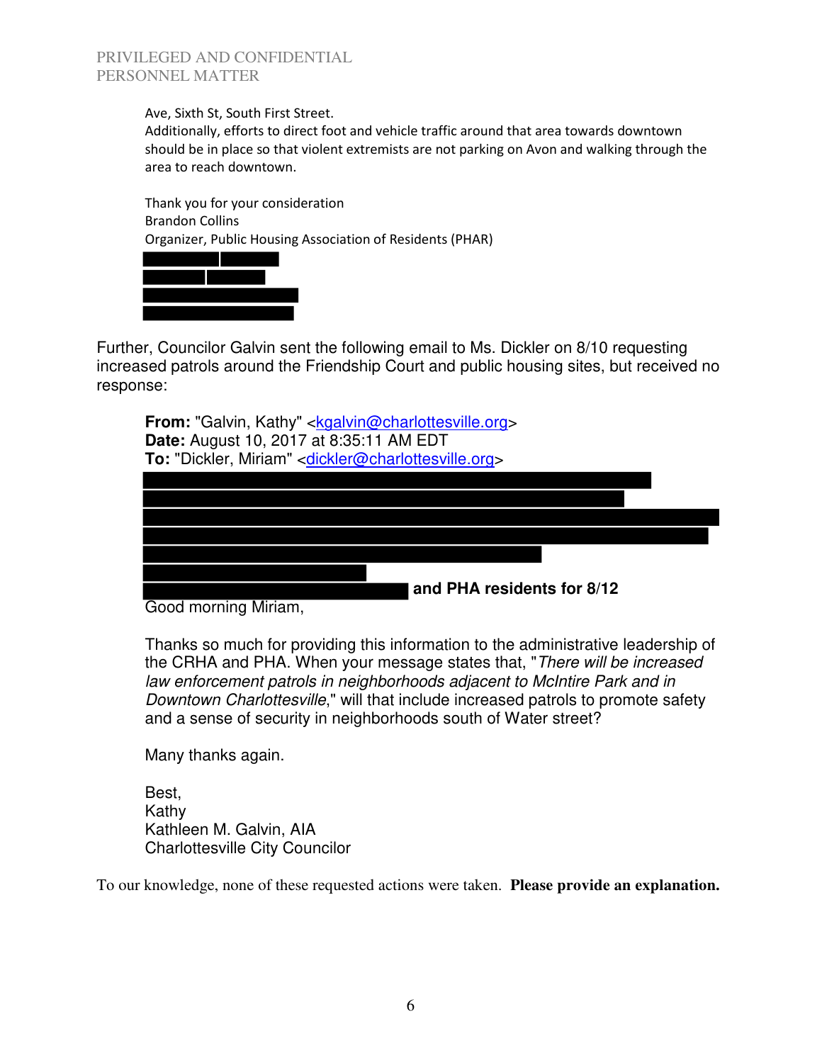Ave, Sixth St, South First Street.
Additionally, efforts to direct foot and vehicle traffic around that area towards downtown should be in place so that violent extremists are not parking on Avon and walking through the area to reach downtown.

Thank you for your consideration
Brandon Collins
Organizer, Public Housing Association of Residents (PHAR)

Further, Councilor Galvin sent the following email to Ms. Dickler on 8/10 requesting increased patrols around the Friendship Court and public housing sites, but received no response:

> **From:** "Galvin, Kathy" <kgalvin@charlottesville.org>
> **Date:** August 10, 2017 at 8:35:11 AM EDT
> **To:** "Dickler, Miriam" <dickler@charlottesville.org>
>
> **and PHA residents for 8/12**
>
> Good morning Miriam,
>
> Thanks so much for providing this information to the administrative leadership of the CRHA and PHA. When your message states that, "*There will be increased law enforcement patrols in neighborhoods adjacent to McIntire Park and in Downtown Charlottesville*," will that include increased patrols to promote safety and a sense of security in neighborhoods south of Water street?
>
> Many thanks again.
>
> Best,
> Kathy
> Kathleen M. Galvin, AIA
> Charlottesville City Councilor

To our knowledge, none of these requested actions were taken. **Please provide an explanation.**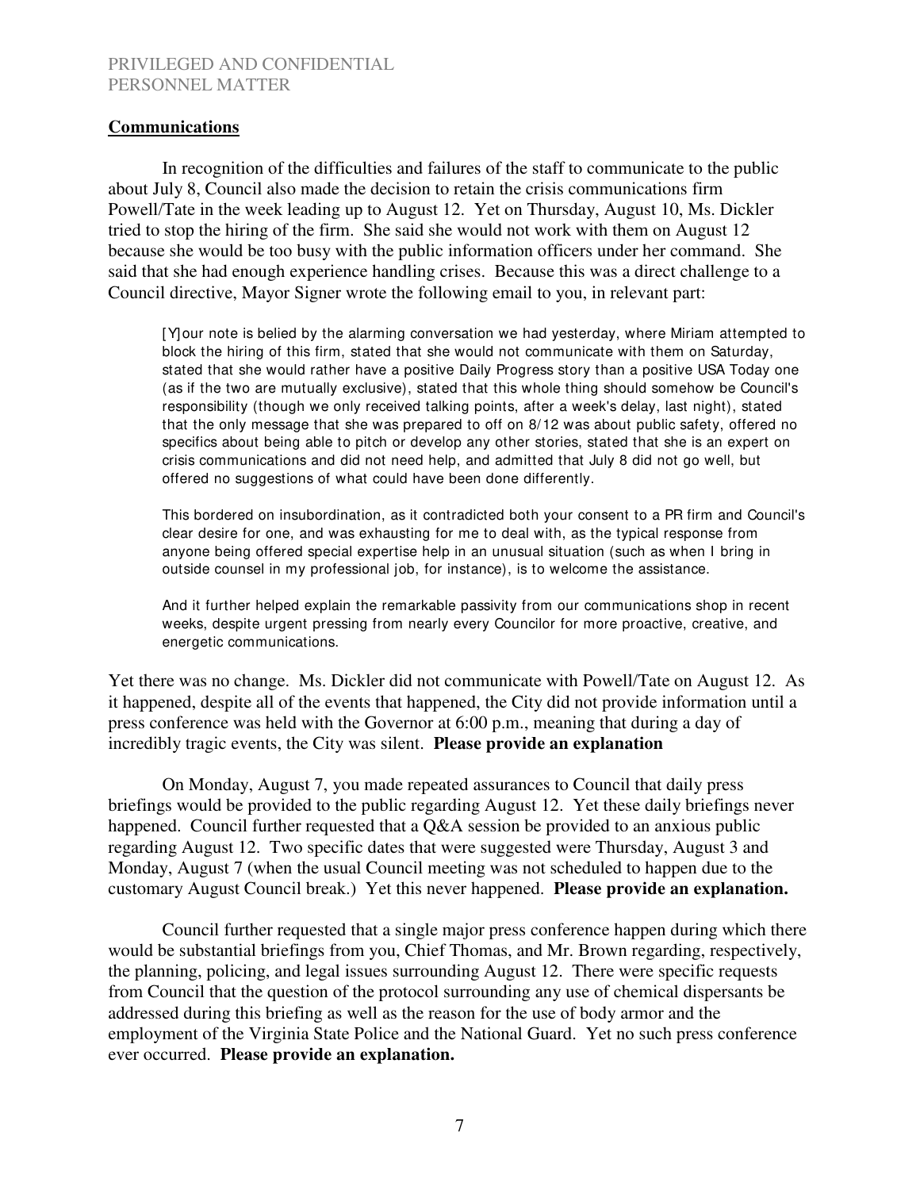PRIVILEGED AND CONFIDENTIAL
PERSONNEL MATTER

**Communications**

In recognition of the difficulties and failures of the staff to communicate to the public about July 8, Council also made the decision to retain the crisis communications firm Powell/Tate in the week leading up to August 12. Yet on Thursday, August 10, Ms. Dickler tried to stop the hiring of the firm. She said she would not work with them on August 12 because she would be too busy with the public information officers under her command. She said that she had enough experience handling crises. Because this was a direct challenge to a Council directive, Mayor Signer wrote the following email to you, in relevant part:

> [Y]our note is belied by the alarming conversation we had yesterday, where Miriam attempted to block the hiring of this firm, stated that she would not communicate with them on Saturday, stated that she would rather have a positive Daily Progress story than a positive USA Today one (as if the two are mutually exclusive), stated that this whole thing should somehow be Council's responsibility (though we only received talking points, after a week's delay, last night), stated that the only message that she was prepared to off on 8/12 was about public safety, offered no specifics about being able to pitch or develop any other stories, stated that she is an expert on crisis communications and did not need help, and admitted that July 8 did not go well, but offered no suggestions of what could have been done differently.
>
> This bordered on insubordination, as it contradicted both your consent to a PR firm and Council's clear desire for one, and was exhausting for me to deal with, as the typical response from anyone being offered special expertise help in an unusual situation (such as when I bring in outside counsel in my professional job, for instance), is to welcome the assistance.
>
> And it further helped explain the remarkable passivity from our communications shop in recent weeks, despite urgent pressing from nearly every Councilor for more proactive, creative, and energetic communications.

Yet there was no change. Ms. Dickler did not communicate with Powell/Tate on August 12. As it happened, despite all of the events that happened, the City did not provide information until a press conference was held with the Governor at 6:00 p.m., meaning that during a day of incredibly tragic events, the City was silent. **Please provide an explanation**

On Monday, August 7, you made repeated assurances to Council that daily press briefings would be provided to the public regarding August 12. Yet these daily briefings never happened. Council further requested that a Q&A session be provided to an anxious public regarding August 12. Two specific dates that were suggested were Thursday, August 3 and Monday, August 7 (when the usual Council meeting was not scheduled to happen due to the customary August Council break.) Yet this never happened. **Please provide an explanation.**

Council further requested that a single major press conference happen during which there would be substantial briefings from you, Chief Thomas, and Mr. Brown regarding, respectively, the planning, policing, and legal issues surrounding August 12. There were specific requests from Council that the question of the protocol surrounding any use of chemical dispersants be addressed during this briefing as well as the reason for the use of body armor and the employment of the Virginia State Police and the National Guard. Yet no such press conference ever occurred. **Please provide an explanation.**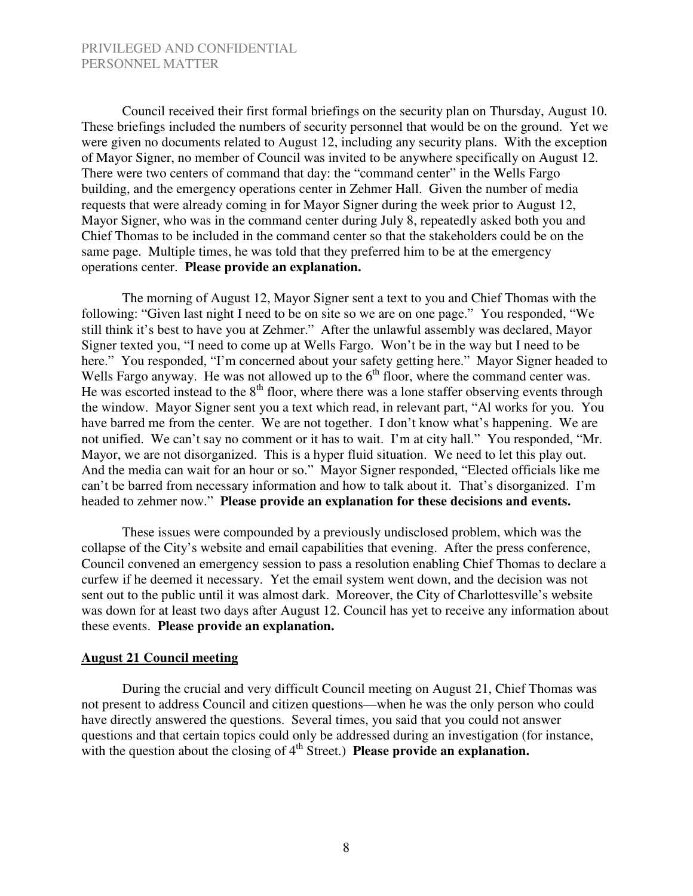Council received their first formal briefings on the security plan on Thursday, August 10. These briefings included the numbers of security personnel that would be on the ground. Yet we were given no documents related to August 12, including any security plans. With the exception of Mayor Signer, no member of Council was invited to be anywhere specifically on August 12. There were two centers of command that day: the "command center" in the Wells Fargo building, and the emergency operations center in Zehmer Hall. Given the number of media requests that were already coming in for Mayor Signer during the week prior to August 12, Mayor Signer, who was in the command center during July 8, repeatedly asked both you and Chief Thomas to be included in the command center so that the stakeholders could be on the same page. Multiple times, he was told that they preferred him to be at the emergency operations center. **Please provide an explanation.**

The morning of August 12, Mayor Signer sent a text to you and Chief Thomas with the following: "Given last night I need to be on site so we are on one page." You responded, "We still think it's best to have you at Zehmer." After the unlawful assembly was declared, Mayor Signer texted you, "I need to come up at Wells Fargo. Won't be in the way but I need to be here." You responded, "I'm concerned about your safety getting here." Mayor Signer headed to Wells Fargo anyway. He was not allowed up to the 6th floor, where the command center was. He was escorted instead to the 8th floor, where there was a lone staffer observing events through the window. Mayor Signer sent you a text which read, in relevant part, "Al works for you. You have barred me from the center. We are not together. I don't know what's happening. We are not unified. We can't say no comment or it has to wait. I'm at city hall." You responded, "Mr. Mayor, we are not disorganized. This is a hyper fluid situation. We need to let this play out. And the media can wait for an hour or so." Mayor Signer responded, "Elected officials like me can't be barred from necessary information and how to talk about it. That's disorganized. I'm headed to zehmer now." **Please provide an explanation for these decisions and events.**

These issues were compounded by a previously undisclosed problem, which was the collapse of the City's website and email capabilities that evening. After the press conference, Council convened an emergency session to pass a resolution enabling Chief Thomas to declare a curfew if he deemed it necessary. Yet the email system went down, and the decision was not sent out to the public until it was almost dark. Moreover, the City of Charlottesville's website was down for at least two days after August 12. Council has yet to receive any information about these events. **Please provide an explanation.**

**<u>August 21 Council meeting</u>**

During the crucial and very difficult Council meeting on August 21, Chief Thomas was not present to address Council and citizen questions—when he was the only person who could have directly answered the questions. Several times, you said that you could not answer questions and that certain topics could only be addressed during an investigation (for instance, with the question about the closing of 4th Street.) **Please provide an explanation.**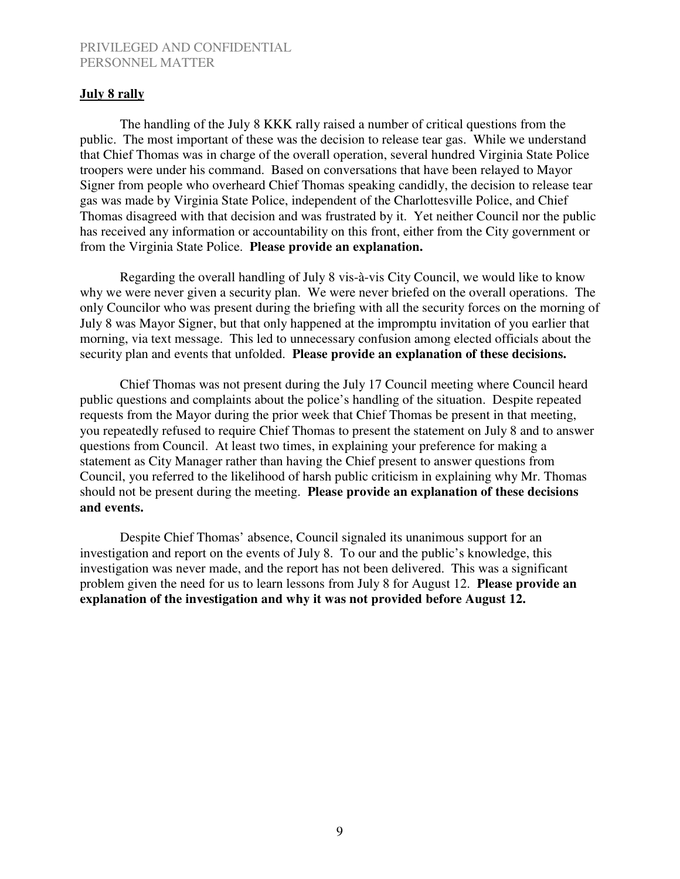PRIVILEGED AND CONFIDENTIAL
PERSONNEL MATTER

**July 8 rally**

The handling of the July 8 KKK rally raised a number of critical questions from the public. The most important of these was the decision to release tear gas. While we understand that Chief Thomas was in charge of the overall operation, several hundred Virginia State Police troopers were under his command. Based on conversations that have been relayed to Mayor Signer from people who overheard Chief Thomas speaking candidly, the decision to release tear gas was made by Virginia State Police, independent of the Charlottesville Police, and Chief Thomas disagreed with that decision and was frustrated by it. Yet neither Council nor the public has received any information or accountability on this front, either from the City government or from the Virginia State Police. **Please provide an explanation.**

Regarding the overall handling of July 8 vis-à-vis City Council, we would like to know why we were never given a security plan. We were never briefed on the overall operations. The only Councilor who was present during the briefing with all the security forces on the morning of July 8 was Mayor Signer, but that only happened at the impromptu invitation of you earlier that morning, via text message. This led to unnecessary confusion among elected officials about the security plan and events that unfolded. **Please provide an explanation of these decisions.**

Chief Thomas was not present during the July 17 Council meeting where Council heard public questions and complaints about the police's handling of the situation. Despite repeated requests from the Mayor during the prior week that Chief Thomas be present in that meeting, you repeatedly refused to require Chief Thomas to present the statement on July 8 and to answer questions from Council. At least two times, in explaining your preference for making a statement as City Manager rather than having the Chief present to answer questions from Council, you referred to the likelihood of harsh public criticism in explaining why Mr. Thomas should not be present during the meeting. **Please provide an explanation of these decisions and events.**

Despite Chief Thomas' absence, Council signaled its unanimous support for an investigation and report on the events of July 8. To our and the public's knowledge, this investigation was never made, and the report has not been delivered. This was a significant problem given the need for us to learn lessons from July 8 for August 12. **Please provide an explanation of the investigation and why it was not provided before August 12.**